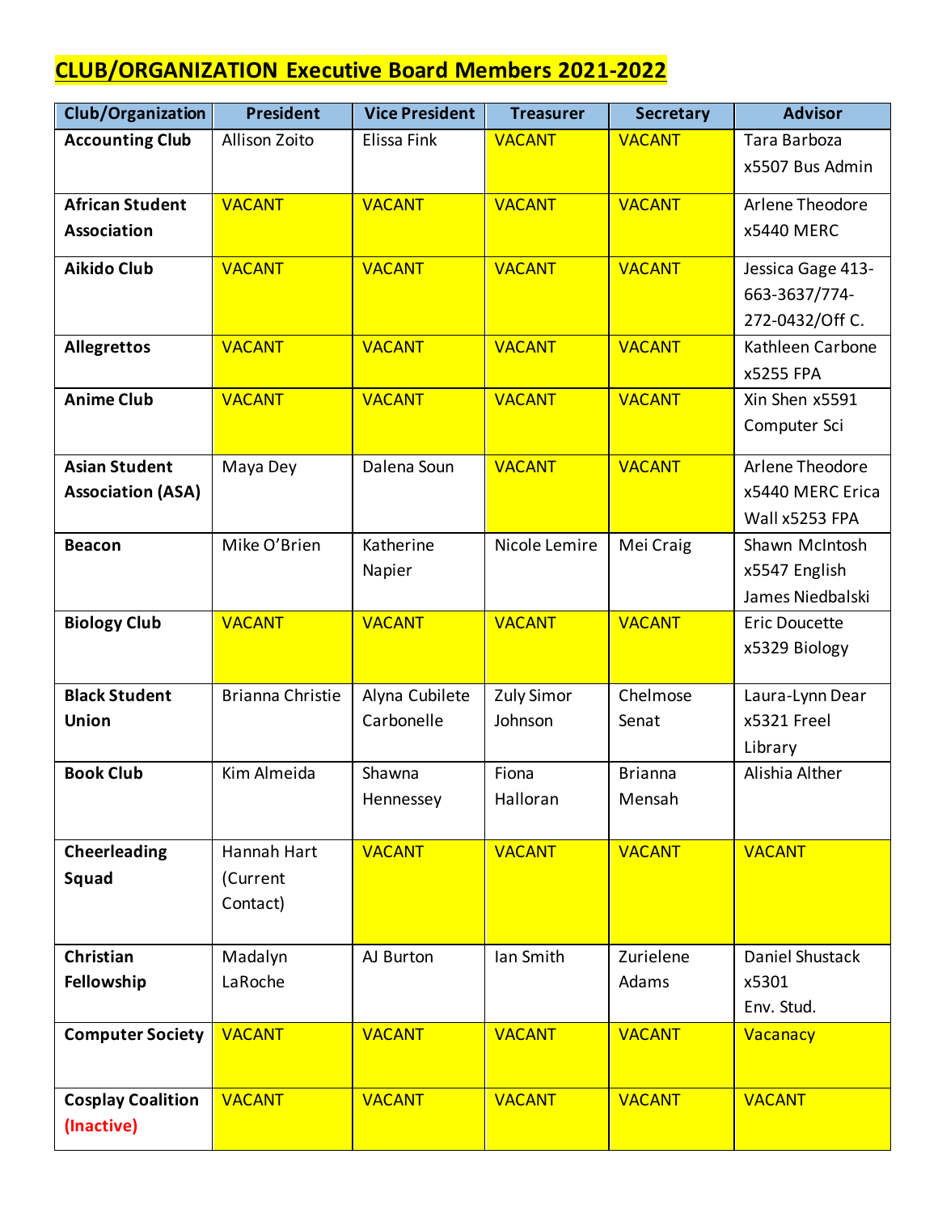# CLUB/ORGANIZATION Executive Board Members 2021-2022

| Club/Organization | President | Vice President | Treasurer | Secretary | Advisor |
|---|---|---|---|---|---|
| **Accounting Club** | Allison Zoito | Elissa Fink | VACANT | VACANT | Tara Barboza x5507 Bus Admin |
| **African Student Association** | VACANT | VACANT | VACANT | VACANT | Arlene Theodore x5440 MERC |
| **Aikido Club** | VACANT | VACANT | VACANT | VACANT | Jessica Gage 413-663-3637/774-272-0432/Off C. |
| **Allegrettos** | VACANT | VACANT | VACANT | VACANT | Kathleen Carbone x5255 FPA |
| **Anime Club** | VACANT | VACANT | VACANT | VACANT | Xin Shen x5591 Computer Sci |
| **Asian Student Association (ASA)** | Maya Dey | Dalena Soun | VACANT | VACANT | Arlene Theodore x5440 MERC Erica Wall x5253 FPA |
| **Beacon** | Mike O'Brien | Katherine Napier | Nicole Lemire | Mei Craig | Shawn McIntosh x5547 English James Niedbalski |
| **Biology Club** | VACANT | VACANT | VACANT | VACANT | Eric Doucette x5329 Biology |
| **Black Student Union** | Brianna Christie | Alyna Cubilete Carbonelle | Zuly Simor Johnson | Chelmose Senat | Laura-Lynn Dear x5321 Freel Library |
| **Book Club** | Kim Almeida | Shawna Hennessey | Fiona Halloran | Brianna Mensah | Alishia Alther |
| **Cheerleading Squad** | Hannah Hart (Current Contact) | VACANT | VACANT | VACANT | VACANT |
| **Christian Fellowship** | Madalyn LaRoche | AJ Burton | Ian Smith | Zurielene Adams | Daniel Shustack x5301 Env. Stud. |
| **Computer Society** | VACANT | VACANT | VACANT | VACANT | Vacanacy |
| **Cosplay Coalition (Inactive)** | VACANT | VACANT | VACANT | VACANT | VACANT |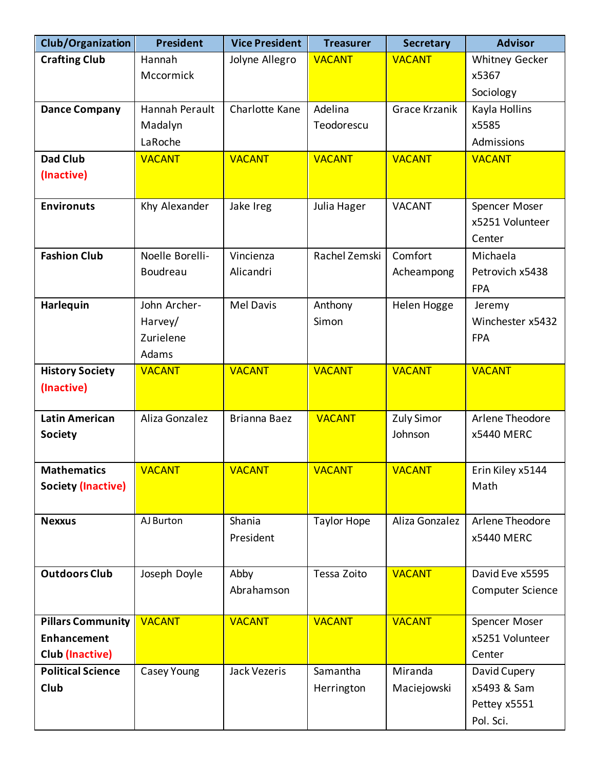| Club/Organization | President | Vice President | Treasurer | Secretary | Advisor |
|---|---|---|---|---|---|
| **Crafting Club** | Hannah Mccormick | Jolyne Allegro | VACANT | VACANT | Whitney Gecker x5367 Sociology |
| **Dance Company** | Hannah Perault Madalyn LaRoche | Charlotte Kane | Adelina Teodorescu | Grace Krzanik | Kayla Hollins x5585 Admissions |
| **Dad Club (Inactive)** | VACANT | VACANT | VACANT | VACANT | VACANT |
| **Environuts** | Khy Alexander | Jake Ireg | Julia Hager | VACANT | Spencer Moser x5251 Volunteer Center |
| **Fashion Club** | Noelle Borelli-Boudreau | Vincienza Alicandri | Rachel Zemski | Comfort Acheampong | Michaela Petrovich x5438 FPA |
| **Harlequin** | John Archer-Harvey/ Zurielene Adams | Mel Davis | Anthony Simon | Helen Hogge | Jeremy Winchester x5432 FPA |
| **History Society (Inactive)** | VACANT | VACANT | VACANT | VACANT | VACANT |
| **Latin American Society** | Aliza Gonzalez | Brianna Baez | VACANT | Zuly Simor Johnson | Arlene Theodore x5440 MERC |
| **Mathematics Society (Inactive)** | VACANT | VACANT | VACANT | VACANT | Erin Kiley x5144 Math |
| **Nexxus** | AJ Burton | Shania President | Taylor Hope | Aliza Gonzalez | Arlene Theodore x5440 MERC |
| **Outdoors Club** | Joseph Doyle | Abby Abrahamson | Tessa Zoito | VACANT | David Eve x5595 Computer Science |
| **Pillars Community Enhancement Club (Inactive)** | VACANT | VACANT | VACANT | VACANT | Spencer Moser x5251 Volunteer Center |
| **Political Science Club** | Casey Young | Jack Vezeris | Samantha Herrington | Miranda Maciejowski | David Cupery x5493 & Sam Pettey x5551 Pol. Sci. |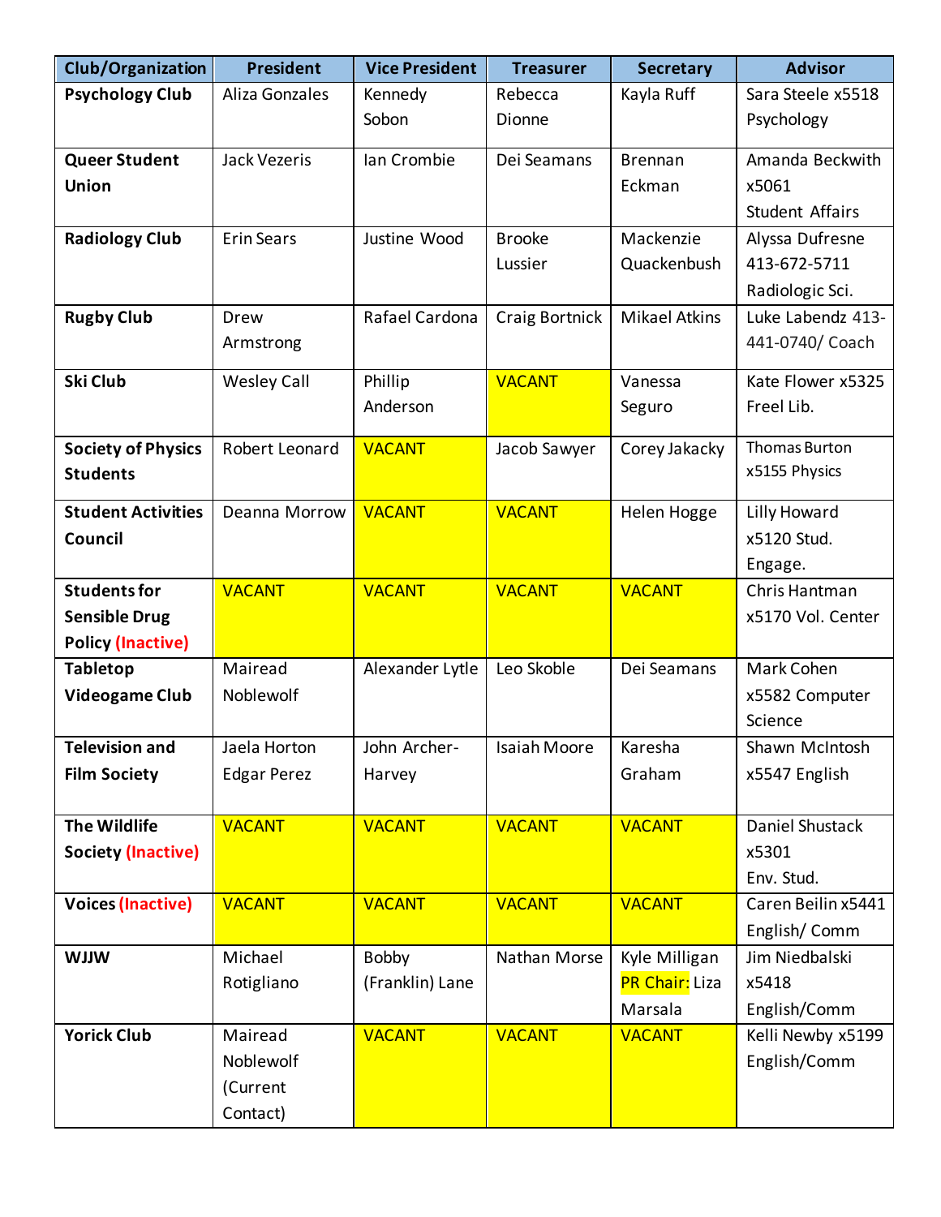| Club/Organization | President | Vice President | Treasurer | Secretary | Advisor |
|---|---|---|---|---|---|
| **Psychology Club** | Aliza Gonzales | Kennedy Sobon | Rebecca Dionne | Kayla Ruff | Sara Steele x5518 Psychology |
| **Queer Student Union** | Jack Vezeris | Ian Crombie | Dei Seamans | Brennan Eckman | Amanda Beckwith x5061 Student Affairs |
| **Radiology Club** | Erin Sears | Justine Wood | Brooke Lussier | Mackenzie Quackenbush | Alyssa Dufresne 413-672-5711 Radiologic Sci. |
| **Rugby Club** | Drew Armstrong | Rafael Cardona | Craig Bortnick | Mikael Atkins | Luke Labendz 413-441-0740/ Coach |
| **Ski Club** | Wesley Call | Phillip Anderson | VACANT | Vanessa Seguro | Kate Flower x5325 Freel Lib. |
| **Society of Physics Students** | Robert Leonard | VACANT | Jacob Sawyer | Corey Jakacky | Thomas Burton x5155 Physics |
| **Student Activities Council** | Deanna Morrow | VACANT | VACANT | Helen Hogge | Lilly Howard x5120 Stud. Engage. |
| **Students for Sensible Drug Policy (Inactive)** | VACANT | VACANT | VACANT | VACANT | Chris Hantman x5170 Vol. Center |
| **Tabletop Videogame Club** | Mairead Noblewolf | Alexander Lytle | Leo Skoble | Dei Seamans | Mark Cohen x5582 Computer Science |
| **Television and Film Society** | Jaela Horton Edgar Perez | John Archer-Harvey | Isaiah Moore | Karesha Graham | Shawn McIntosh x5547 English |
| **The Wildlife Society (Inactive)** | VACANT | VACANT | VACANT | VACANT | Daniel Shustack x5301 Env. Stud. |
| **Voices (Inactive)** | VACANT | VACANT | VACANT | VACANT | Caren Beilin x5441 English/ Comm |
| **WJJW** | Michael Rotigliano | Bobby (Franklin) Lane | Nathan Morse | Kyle Milligan PR Chair: Liza Marsala | Jim Niedbalski x5418 English/Comm |
| **Yorick Club** | Mairead Noblewolf (Current Contact) | VACANT | VACANT | VACANT | Kelli Newby x5199 English/Comm |